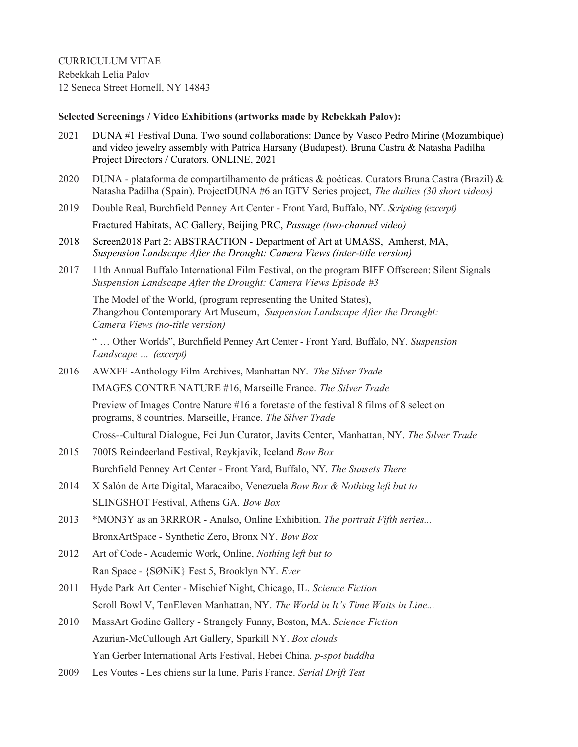CURRICULUM VITAE
Rebekkah Lelia Palov
12 Seneca Street Hornell, NY 14843

**Selected Screenings / Video Exhibitions (artworks made by Rebekkah Palov):**

2021 DUNA #1 Festival Duna. Two sound collaborations: Dance by Vasco Pedro Mirine (Mozambique) and video jewelry assembly with Patrica Harsany (Budapest). Bruna Castra & Natasha Padilha Project Directors / Curators. ONLINE, 2021

2020 DUNA - plataforma de compartilhamento de práticas & poéticas. Curators Bruna Castra (Brazil) & Natasha Padilha (Spain). ProjectDUNA #6 an IGTV Series project, *The dailies (30 short videos)*

2019 Double Real, Burchfield Penney Art Center - Front Yard, Buffalo, NY. *Scripting (excerpt)*

Fractured Habitats, AC Gallery, Beijing PRC, *Passage (two-channel video)*

2018 Screen2018 Part 2: ABSTRACTION - Department of Art at UMASS, Amherst, MA, *Suspension Landscape After the Drought: Camera Views (inter-title version)*

2017 11th Annual Buffalo International Film Festival, on the program BIFF Offscreen: Silent Signals *Suspension Landscape After the Drought: Camera Views Episode #3*

The Model of the World, (program representing the United States), Zhangzhou Contemporary Art Museum, *Suspension Landscape After the Drought: Camera Views (no-title version)*

" … Other Worlds", Burchfield Penney Art Center - Front Yard, Buffalo, NY. *Suspension Landscape … (excerpt)*

2016 AWXFF -Anthology Film Archives, Manhattan NY. *The Silver Trade*

IMAGES CONTRE NATURE #16, Marseille France. *The Silver Trade*

Preview of Images Contre Nature #16 a foretaste of the festival 8 films of 8 selection programs, 8 countries. Marseille, France. *The Silver Trade*

Cross--Cultural Dialogue, Fei Jun Curator, Javits Center, Manhattan, NY. *The Silver Trade*

2015 700IS Reindeerland Festival, Reykjavik, Iceland *Bow Box*

Burchfield Penney Art Center - Front Yard, Buffalo, NY. *The Sunsets There*

2014 X Salón de Arte Digital, Maracaibo, Venezuela *Bow Box & Nothing left but to*

SLINGSHOT Festival, Athens GA. *Bow Box*

2013 *MON3Y as an 3RRROR - Analso, Online Exhibition. *The portrait Fifth series...*

BronxArtSpace - Synthetic Zero, Bronx NY. *Bow Box*

2012 Art of Code - Academic Work, Online, *Nothing left but to*

Ran Space - {SØNiK} Fest 5, Brooklyn NY. *Ever*

2011 Hyde Park Art Center - Mischief Night, Chicago, IL. *Science Fiction*

Scroll Bowl V, TenEleven Manhattan, NY. *The World in It's Time Waits in Line...*

2010 MassArt Godine Gallery - Strangely Funny, Boston, MA. *Science Fiction*

Azarian-McCullough Art Gallery, Sparkill NY. *Box clouds*

Yan Gerber International Arts Festival, Hebei China. *p-spot buddha*

2009 Les Voutes - Les chiens sur la lune, Paris France. *Serial Drift Test*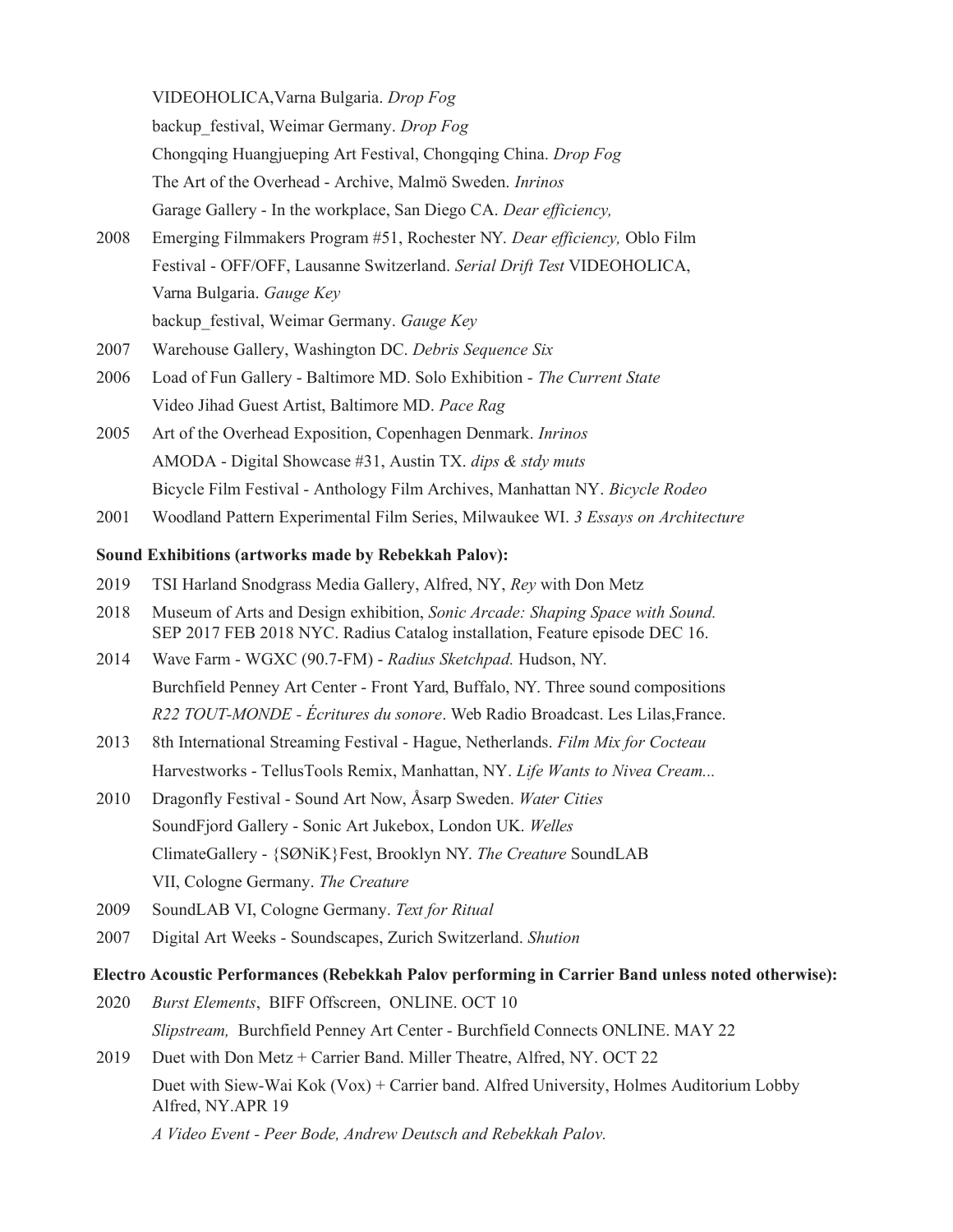VIDEOHOLICA,Varna Bulgaria. *Drop Fog*
backup_festival, Weimar Germany. *Drop Fog*
Chongqing Huangjueping Art Festival, Chongqing China. *Drop Fog*
The Art of the Overhead - Archive, Malmö Sweden. *Inrinos*
Garage Gallery - In the workplace, San Diego CA. *Dear efficiency,*

2008 Emerging Filmmakers Program #51, Rochester NY. *Dear efficiency,* Oblo Film Festival - OFF/OFF, Lausanne Switzerland. *Serial Drift Test* VIDEOHOLICA, Varna Bulgaria. *Gauge Key*
backup_festival, Weimar Germany. *Gauge Key*

2007 Warehouse Gallery, Washington DC. *Debris Sequence Six*

2006 Load of Fun Gallery - Baltimore MD. Solo Exhibition - *The Current State*
Video Jihad Guest Artist, Baltimore MD. *Pace Rag*

2005 Art of the Overhead Exposition, Copenhagen Denmark. *Inrinos*
AMODA - Digital Showcase #31, Austin TX. *dips & stdy muts*
Bicycle Film Festival - Anthology Film Archives, Manhattan NY. *Bicycle Rodeo*

2001 Woodland Pattern Experimental Film Series, Milwaukee WI. *3 Essays on Architecture*

**Sound Exhibitions (artworks made by Rebekkah Palov):**

2019 TSI Harland Snodgrass Media Gallery, Alfred, NY, *Rey* with Don Metz

2018 Museum of Arts and Design exhibition, *Sonic Arcade: Shaping Space with Sound.* SEP 2017 FEB 2018 NYC. Radius Catalog installation, Feature episode DEC 16.

2014 Wave Farm - WGXC (90.7-FM) - *Radius Sketchpad.* Hudson, NY.
Burchfield Penney Art Center - Front Yard, Buffalo, NY. Three sound compositions
*R22 TOUT-MONDE - Écritures du sonore*. Web Radio Broadcast. Les Lilas,France.

2013 8th International Streaming Festival - Hague, Netherlands. *Film Mix for Cocteau*
Harvestworks - TellusTools Remix, Manhattan, NY. *Life Wants to Nivea Cream...*

2010 Dragonfly Festival - Sound Art Now, Åsarp Sweden. *Water Cities*
SoundFjord Gallery - Sonic Art Jukebox, London UK. *Welles*
ClimateGallery - {SØNiK}Fest, Brooklyn NY. *The Creature* SoundLAB VII, Cologne Germany. *The Creature*

2009 SoundLAB VI, Cologne Germany. *Text for Ritual*

2007 Digital Art Weeks - Soundscapes, Zurich Switzerland. *Shution*

**Electro Acoustic Performances (Rebekkah Palov performing in Carrier Band unless noted otherwise):**

2020 *Burst Elements*, BIFF Offscreen, ONLINE. OCT 10
*Slipstream,* Burchfield Penney Art Center - Burchfield Connects ONLINE. MAY 22

2019 Duet with Don Metz + Carrier Band. Miller Theatre, Alfred, NY. OCT 22
Duet with Siew-Wai Kok (Vox) + Carrier band. Alfred University, Holmes Auditorium Lobby Alfred, NY.APR 19
*A Video Event - Peer Bode, Andrew Deutsch and Rebekkah Palov.*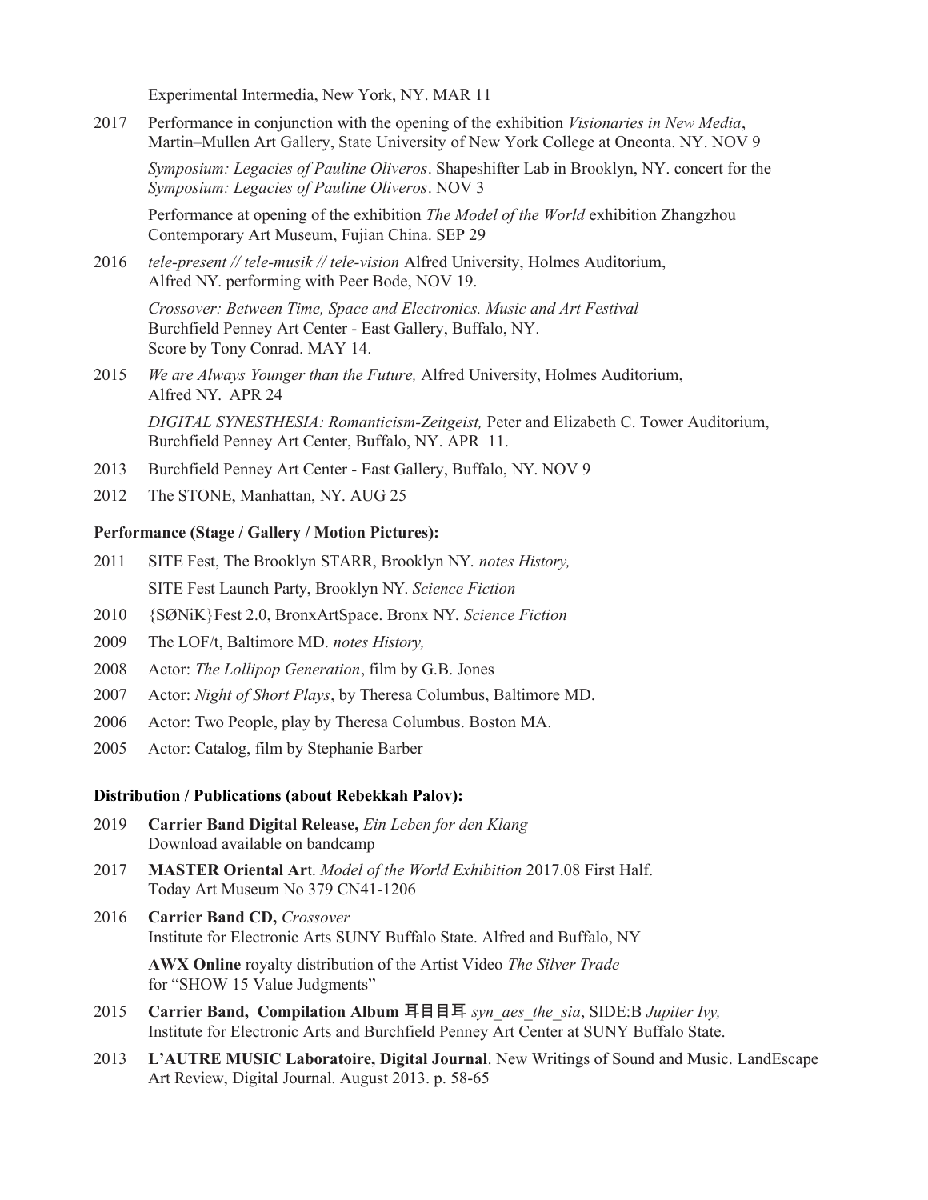Experimental Intermedia, New York, NY. MAR 11

2017 Performance in conjunction with the opening of the exhibition *Visionaries in New Media*, Martin–Mullen Art Gallery, State University of New York College at Oneonta. NY. NOV 9

*Symposium: Legacies of Pauline Oliveros*. Shapeshifter Lab in Brooklyn, NY. concert for the *Symposium: Legacies of Pauline Oliveros*. NOV 3

Performance at opening of the exhibition *The Model of the World* exhibition Zhangzhou Contemporary Art Museum, Fujian China. SEP 29

2016 *tele-present // tele-musik // tele-vision* Alfred University, Holmes Auditorium, Alfred NY. performing with Peer Bode, NOV 19.

*Crossover: Between Time, Space and Electronics. Music and Art Festival* Burchfield Penney Art Center - East Gallery, Buffalo, NY. Score by Tony Conrad. MAY 14.

2015 *We are Always Younger than the Future,* Alfred University, Holmes Auditorium, Alfred NY. APR 24

*DIGITAL SYNESTHESIA: Romanticism-Zeitgeist,* Peter and Elizabeth C. Tower Auditorium, Burchfield Penney Art Center, Buffalo, NY. APR 11.

2013 Burchfield Penney Art Center - East Gallery, Buffalo, NY. NOV 9

2012 The STONE, Manhattan, NY. AUG 25

**Performance (Stage / Gallery / Motion Pictures):**

2011 SITE Fest, The Brooklyn STARR, Brooklyn NY. *notes History,*

SITE Fest Launch Party, Brooklyn NY. *Science Fiction*

2010 {SØNiK}Fest 2.0, BronxArtSpace. Bronx NY. *Science Fiction*

2009 The LOF/t, Baltimore MD. *notes History,*

2008 Actor: *The Lollipop Generation*, film by G.B. Jones

2007 Actor: *Night of Short Plays*, by Theresa Columbus, Baltimore MD.

2006 Actor: Two People, play by Theresa Columbus. Boston MA.

2005 Actor: Catalog, film by Stephanie Barber

**Distribution / Publications (about Rebekkah Palov):**

2019 **Carrier Band Digital Release,** *Ein Leben for den Klang*
Download available on bandcamp

2017 **MASTER Oriental Ar**t. *Model of the World Exhibition* 2017.08 First Half.
Today Art Museum No 379 CN41-1206

2016 **Carrier Band CD,** *Crossover*
Institute for Electronic Arts SUNY Buffalo State. Alfred and Buffalo, NY

**AWX Online** royalty distribution of the Artist Video *The Silver Trade* for "SHOW 15 Value Judgments"

2015 **Carrier Band, Compilation Album 耳目目耳** *syn_aes_the_sia*, SIDE:B *Jupiter Ivy,* Institute for Electronic Arts and Burchfield Penney Art Center at SUNY Buffalo State.

2013 **L'AUTRE MUSIC Laboratoire, Digital Journal**. New Writings of Sound and Music. LandEscape Art Review, Digital Journal. August 2013. p. 58-65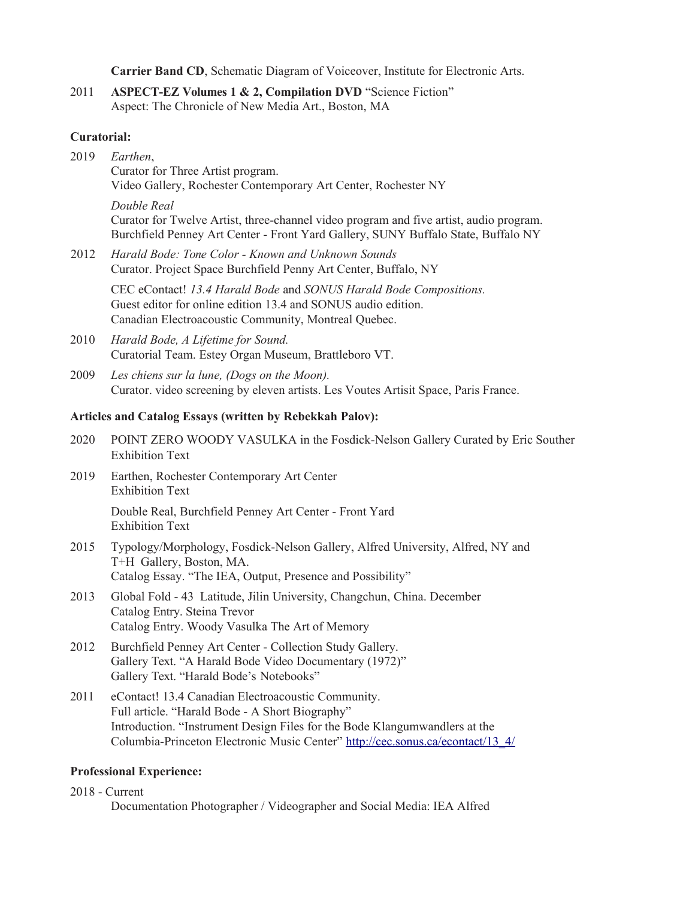**Carrier Band CD**, Schematic Diagram of Voiceover, Institute for Electronic Arts.

2011 **ASPECT-EZ Volumes 1 & 2, Compilation DVD** "Science Fiction"
Aspect: The Chronicle of New Media Art., Boston, MA

**Curatorial:**

2019 *Earthen*,
Curator for Three Artist program.
Video Gallery, Rochester Contemporary Art Center, Rochester NY

*Double Real*
Curator for Twelve Artist, three-channel video program and five artist, audio program.
Burchfield Penney Art Center - Front Yard Gallery, SUNY Buffalo State, Buffalo NY

2012 *Harald Bode: Tone Color - Known and Unknown Sounds*
Curator. Project Space Burchfield Penny Art Center, Buffalo, NY

CEC eContact! *13.4 Harald Bode* and *SONUS Harald Bode Compositions.*
Guest editor for online edition 13.4 and SONUS audio edition.
Canadian Electroacoustic Community, Montreal Quebec.

2010 *Harald Bode, A Lifetime for Sound.*
Curatorial Team. Estey Organ Museum, Brattleboro VT.

2009 *Les chiens sur la lune, (Dogs on the Moon).*
Curator. video screening by eleven artists. Les Voutes Artisit Space, Paris France.

**Articles and Catalog Essays (written by Rebekkah Palov):**

2020 POINT ZERO WOODY VASULKA in the Fosdick-Nelson Gallery Curated by Eric Souther
Exhibition Text

2019 Earthen, Rochester Contemporary Art Center
Exhibition Text

Double Real, Burchfield Penney Art Center - Front Yard
Exhibition Text

2015 Typology/Morphology, Fosdick-Nelson Gallery, Alfred University, Alfred, NY and
T+H Gallery, Boston, MA.
Catalog Essay. "The IEA, Output, Presence and Possibility"

2013 Global Fold - 43 Latitude, Jilin University, Changchun, China. December
Catalog Entry. Steina Trevor
Catalog Entry. Woody Vasulka The Art of Memory

2012 Burchfield Penney Art Center - Collection Study Gallery.
Gallery Text. "A Harald Bode Video Documentary (1972)"
Gallery Text. "Harald Bode's Notebooks"

2011 eContact! 13.4 Canadian Electroacoustic Community.
Full article. "Harald Bode - A Short Biography"
Introduction. "Instrument Design Files for the Bode Klangumwandlers at the
Columbia-Princeton Electronic Music Center" http://cec.sonus.ca/econtact/13_4/

**Professional Experience:**

2018 - Current
Documentation Photographer / Videographer and Social Media: IEA Alfred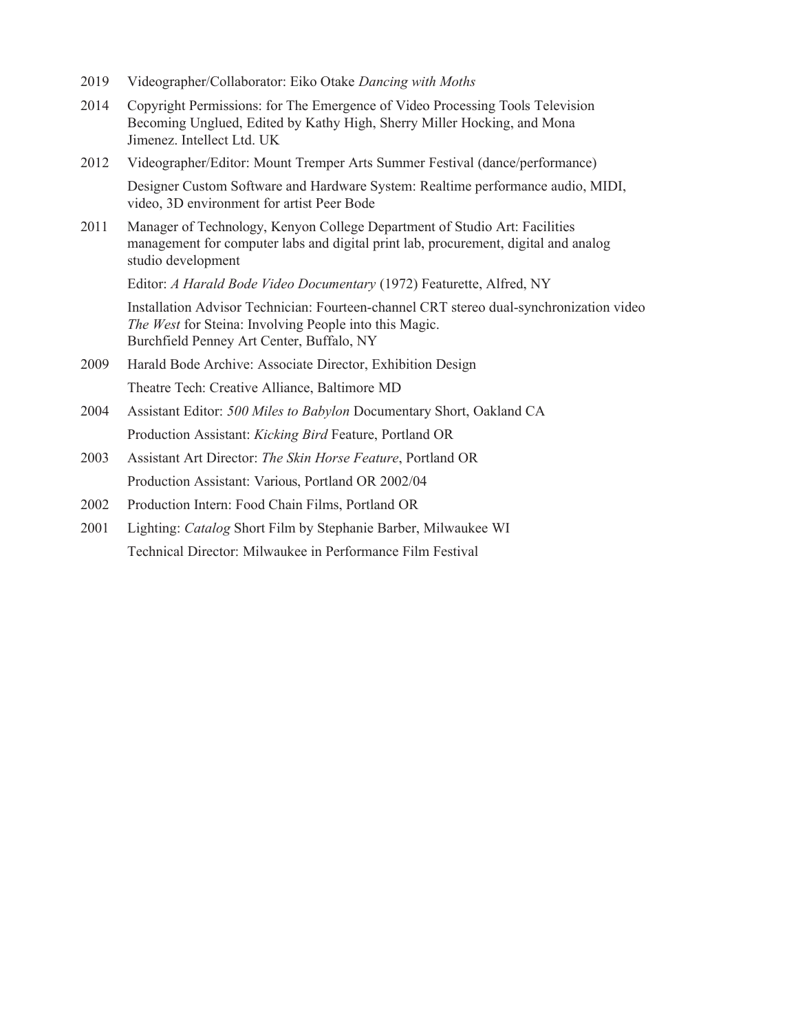2019 Videographer/Collaborator: Eiko Otake *Dancing with Moths*

2014 Copyright Permissions: for The Emergence of Video Processing Tools Television Becoming Unglued, Edited by Kathy High, Sherry Miller Hocking, and Mona Jimenez. Intellect Ltd. UK

2012 Videographer/Editor: Mount Tremper Arts Summer Festival (dance/performance)

Designer Custom Software and Hardware System: Realtime performance audio, MIDI, video, 3D environment for artist Peer Bode

2011 Manager of Technology, Kenyon College Department of Studio Art: Facilities management for computer labs and digital print lab, procurement, digital and analog studio development

Editor: *A Harald Bode Video Documentary* (1972) Featurette, Alfred, NY

Installation Advisor Technician: Fourteen-channel CRT stereo dual-synchronization video *The West* for Steina: Involving People into this Magic.
Burchfield Penney Art Center, Buffalo, NY

2009 Harald Bode Archive: Associate Director, Exhibition Design

Theatre Tech: Creative Alliance, Baltimore MD

2004 Assistant Editor: *500 Miles to Babylon* Documentary Short, Oakland CA

Production Assistant: *Kicking Bird* Feature, Portland OR

2003 Assistant Art Director: *The Skin Horse Feature*, Portland OR

Production Assistant: Various, Portland OR 2002/04

2002 Production Intern: Food Chain Films, Portland OR

2001 Lighting: *Catalog* Short Film by Stephanie Barber, Milwaukee WI

Technical Director: Milwaukee in Performance Film Festival